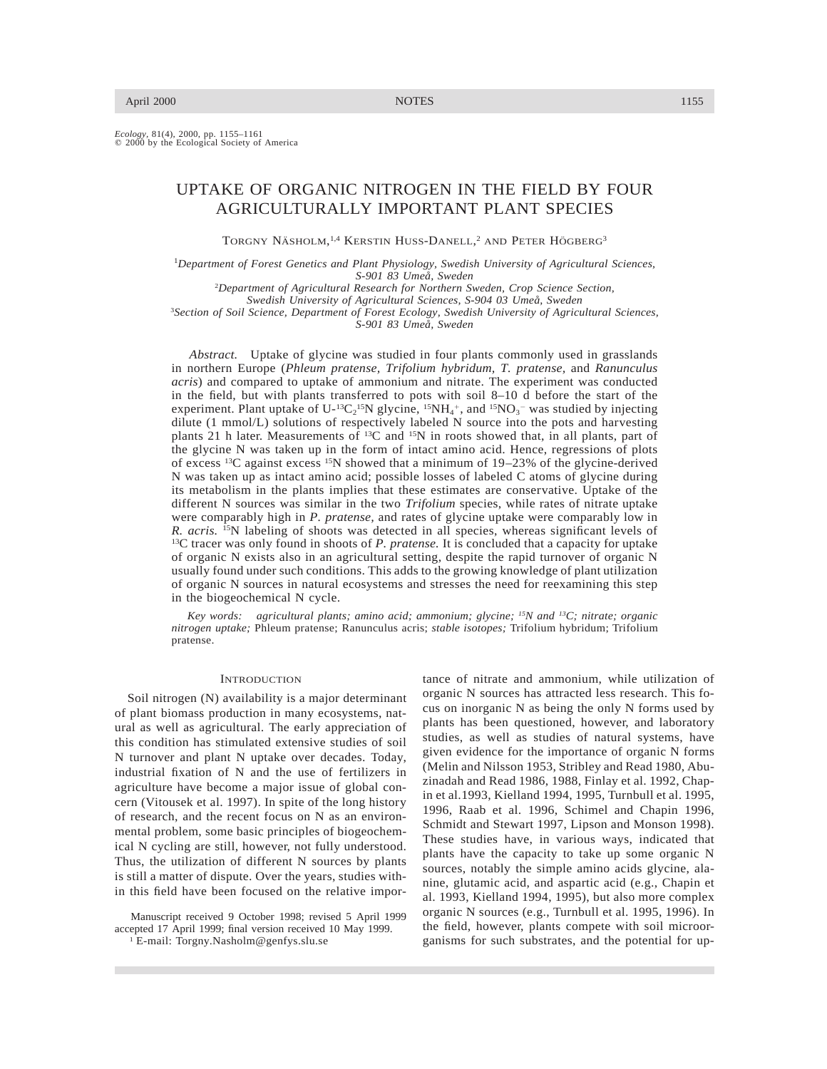*Ecology*, 81(4), 2000, pp. 1155–1161
© 2000 by the Ecological Society of America

# UPTAKE OF ORGANIC NITROGEN IN THE FIELD BY FOUR AGRICULTURALLY IMPORTANT PLANT SPECIES

Torgny Näsholm,[1,4] Kerstin Huss-Danell,[2] and Peter Högberg[3]

[1]*Department of Forest Genetics and Plant Physiology, Swedish University of Agricultural Sciences, S-901 83 Umeå, Sweden*
[2]*Department of Agricultural Research for Northern Sweden, Crop Science Section, Swedish University of Agricultural Sciences, S-904 03 Umeå, Sweden*
[3]*Section of Soil Science, Department of Forest Ecology, Swedish University of Agricultural Sciences, S-901 83 Umeå, Sweden*

*Abstract.* Uptake of glycine was studied in four plants commonly used in grasslands in northern Europe (*Phleum pratense, Trifolium hybridum, T. pratense,* and *Ranunculus acris*) and compared to uptake of ammonium and nitrate. The experiment was conducted in the field, but with plants transferred to pots with soil 8–10 d before the start of the experiment. Plant uptake of U-$^{13}C_2{}^{15}N$ glycine, $^{15}NH_4{}^{+}$, and $^{15}NO_3{}^{-}$ was studied by injecting dilute (1 mmol/L) solutions of respectively labeled N source into the pots and harvesting plants 21 h later. Measurements of $^{13}C$ and $^{15}N$ in roots showed that, in all plants, part of the glycine N was taken up in the form of intact amino acid. Hence, regressions of plots of excess $^{13}C$ against excess $^{15}N$ showed that a minimum of 19–23% of the glycine-derived N was taken up as intact amino acid; possible losses of labeled C atoms of glycine during its metabolism in the plants implies that these estimates are conservative. Uptake of the different N sources was similar in the two *Trifolium* species, while rates of nitrate uptake were comparably high in *P. pratense,* and rates of glycine uptake were comparably low in *R. acris.* $^{15}N$ labeling of shoots was detected in all species, whereas significant levels of $^{13}C$ tracer was only found in shoots of *P. pratense.* It is concluded that a capacity for uptake of organic N exists also in an agricultural setting, despite the rapid turnover of organic N usually found under such conditions. This adds to the growing knowledge of plant utilization of organic N sources in natural ecosystems and stresses the need for reexamining this step in the biogeochemical N cycle.

*Key words: agricultural plants; amino acid; ammonium; glycine; $^{15}N$ and $^{13}C$; nitrate; organic nitrogen uptake;* Phleum pratense; Ranunculus acris; *stable isotopes;* Trifolium hybridum; Trifolium pratense.

## Introduction

Soil nitrogen (N) availability is a major determinant of plant biomass production in many ecosystems, natural as well as agricultural. The early appreciation of this condition has stimulated extensive studies of soil N turnover and plant N uptake over decades. Today, industrial fixation of N and the use of fertilizers in agriculture have become a major issue of global concern (Vitousek et al. 1997). In spite of the long history of research, and the recent focus on N as an environmental problem, some basic principles of biogeochemical N cycling are still, however, not fully understood. Thus, the utilization of different N sources by plants is still a matter of dispute. Over the years, studies within this field have been focused on the relative importance of nitrate and ammonium, while utilization of organic N sources has attracted less research. This focus on inorganic N as being the only N forms used by plants has been questioned, however, and laboratory studies, as well as studies of natural systems, have given evidence for the importance of organic N forms (Melin and Nilsson 1953, Stribley and Read 1980, Abuzinadah and Read 1986, 1988, Finlay et al. 1992, Chapin et al.1993, Kielland 1994, 1995, Turnbull et al. 1995, 1996, Raab et al. 1996, Schimel and Chapin 1996, Schmidt and Stewart 1997, Lipson and Monson 1998). These studies have, in various ways, indicated that plants have the capacity to take up some organic N sources, notably the simple amino acids glycine, alanine, glutamic acid, and aspartic acid (e.g., Chapin et al. 1993, Kielland 1994, 1995), but also more complex organic N sources (e.g., Turnbull et al. 1995, 1996). In the field, however, plants compete with soil microorganisms for such substrates, and the potential for up-

Manuscript received 9 October 1998; revised 5 April 1999 accepted 17 April 1999; final version received 10 May 1999.
[4] E-mail: Torgny.Nasholm@genfys.slu.se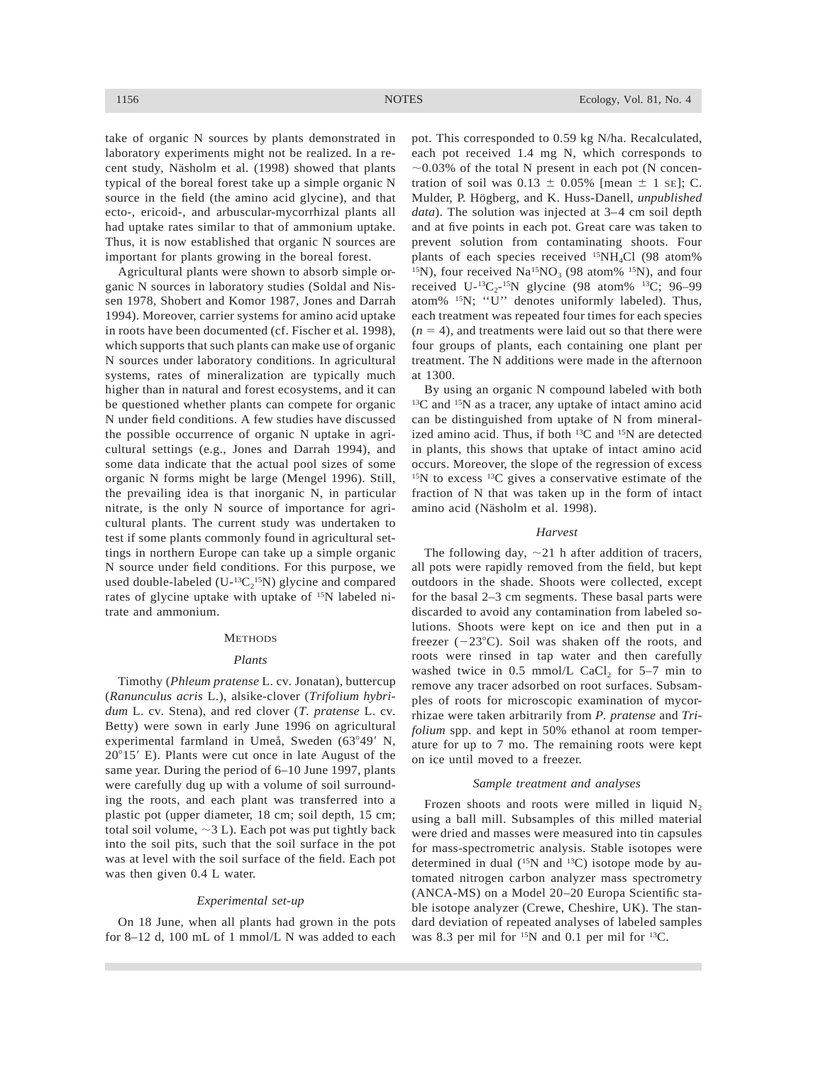take of organic N sources by plants demonstrated in laboratory experiments might not be realized. In a recent study, Näsholm et al. (1998) showed that plants typical of the boreal forest take up a simple organic N source in the field (the amino acid glycine), and that ecto-, ericoid-, and arbuscular-mycorrhizal plants all had uptake rates similar to that of ammonium uptake. Thus, it is now established that organic N sources are important for plants growing in the boreal forest.

Agricultural plants were shown to absorb simple organic N sources in laboratory studies (Soldal and Nissen 1978, Shobert and Komor 1987, Jones and Darrah 1994). Moreover, carrier systems for amino acid uptake in roots have been documented (cf. Fischer et al. 1998), which supports that such plants can make use of organic N sources under laboratory conditions. In agricultural systems, rates of mineralization are typically much higher than in natural and forest ecosystems, and it can be questioned whether plants can compete for organic N under field conditions. A few studies have discussed the possible occurrence of organic N uptake in agricultural settings (e.g., Jones and Darrah 1994), and some data indicate that the actual pool sizes of some organic N forms might be large (Mengel 1996). Still, the prevailing idea is that inorganic N, in particular nitrate, is the only N source of importance for agricultural plants. The current study was undertaken to test if some plants commonly found in agricultural settings in northern Europe can take up a simple organic N source under field conditions. For this purpose, we used double-labeled (U-$^{13}C_2$$^{15}N$) glycine and compared rates of glycine uptake with uptake of $^{15}N$ labeled nitrate and ammonium.

## Methods

### *Plants*

Timothy (*Phleum pratense* L. cv. Jonatan), buttercup (*Ranunculus acris* L.), alsike-clover (*Trifolium hybridum* L. cv. Stena), and red clover (*T. pratense* L. cv. Betty) were sown in early June 1996 on agricultural experimental farmland in Umeå, Sweden (63°49′ N, 20°15′ E). Plants were cut once in late August of the same year. During the period of 6–10 June 1997, plants were carefully dug up with a volume of soil surrounding the roots, and each plant was transferred into a plastic pot (upper diameter, 18 cm; soil depth, 15 cm; total soil volume, ~3 L). Each pot was put tightly back into the soil pits, such that the soil surface in the pot was at level with the soil surface of the field. Each pot was then given 0.4 L water.

### *Experimental set-up*

On 18 June, when all plants had grown in the pots for 8–12 d, 100 mL of 1 mmol/L N was added to each pot. This corresponded to 0.59 kg N/ha. Recalculated, each pot received 1.4 mg N, which corresponds to ~0.03% of the total N present in each pot (N concentration of soil was 0.13 ± 0.05% [mean ± 1 SE]; C. Mulder, P. Högberg, and K. Huss-Danell, *unpublished data*). The solution was injected at 3–4 cm soil depth and at five points in each pot. Great care was taken to prevent solution from contaminating shoots. Four plants of each species received $^{15}NH_4Cl$ (98 atom% $^{15}N$), four received $Na^{15}NO_3$ (98 atom% $^{15}N$), and four received U-$^{13}C_2$-$^{15}N$ glycine (98 atom% $^{13}C$; 96–99 atom% $^{15}N$; "U" denotes uniformly labeled). Thus, each treatment was repeated four times for each species ($n = 4$), and treatments were laid out so that there were four groups of plants, each containing one plant per treatment. The N additions were made in the afternoon at 1300.

By using an organic N compound labeled with both $^{13}C$ and $^{15}N$ as a tracer, any uptake of intact amino acid can be distinguished from uptake of N from mineralized amino acid. Thus, if both $^{13}C$ and $^{15}N$ are detected in plants, this shows that uptake of intact amino acid occurs. Moreover, the slope of the regression of excess $^{15}N$ to excess $^{13}C$ gives a conservative estimate of the fraction of N that was taken up in the form of intact amino acid (Näsholm et al. 1998).

### *Harvest*

The following day, ~21 h after addition of tracers, all pots were rapidly removed from the field, but kept outdoors in the shade. Shoots were collected, except for the basal 2–3 cm segments. These basal parts were discarded to avoid any contamination from labeled solutions. Shoots were kept on ice and then put in a freezer (−23°C). Soil was shaken off the roots, and roots were rinsed in tap water and then carefully washed twice in 0.5 mmol/L $CaCl_2$ for 5–7 min to remove any tracer adsorbed on root surfaces. Subsamples of roots for microscopic examination of mycorrhizae were taken arbitrarily from *P. pratense* and *Trifolium* spp. and kept in 50% ethanol at room temperature for up to 7 mo. The remaining roots were kept on ice until moved to a freezer.

### *Sample treatment and analyses*

Frozen shoots and roots were milled in liquid $N_2$ using a ball mill. Subsamples of this milled material were dried and masses were measured into tin capsules for mass-spectrometric analysis. Stable isotopes were determined in dual ($^{15}N$ and $^{13}C$) isotope mode by automated nitrogen carbon analyzer mass spectrometry (ANCA-MS) on a Model 20–20 Europa Scientific stable isotope analyzer (Crewe, Cheshire, UK). The standard deviation of repeated analyses of labeled samples was 8.3 per mil for $^{15}N$ and 0.1 per mil for $^{13}C$.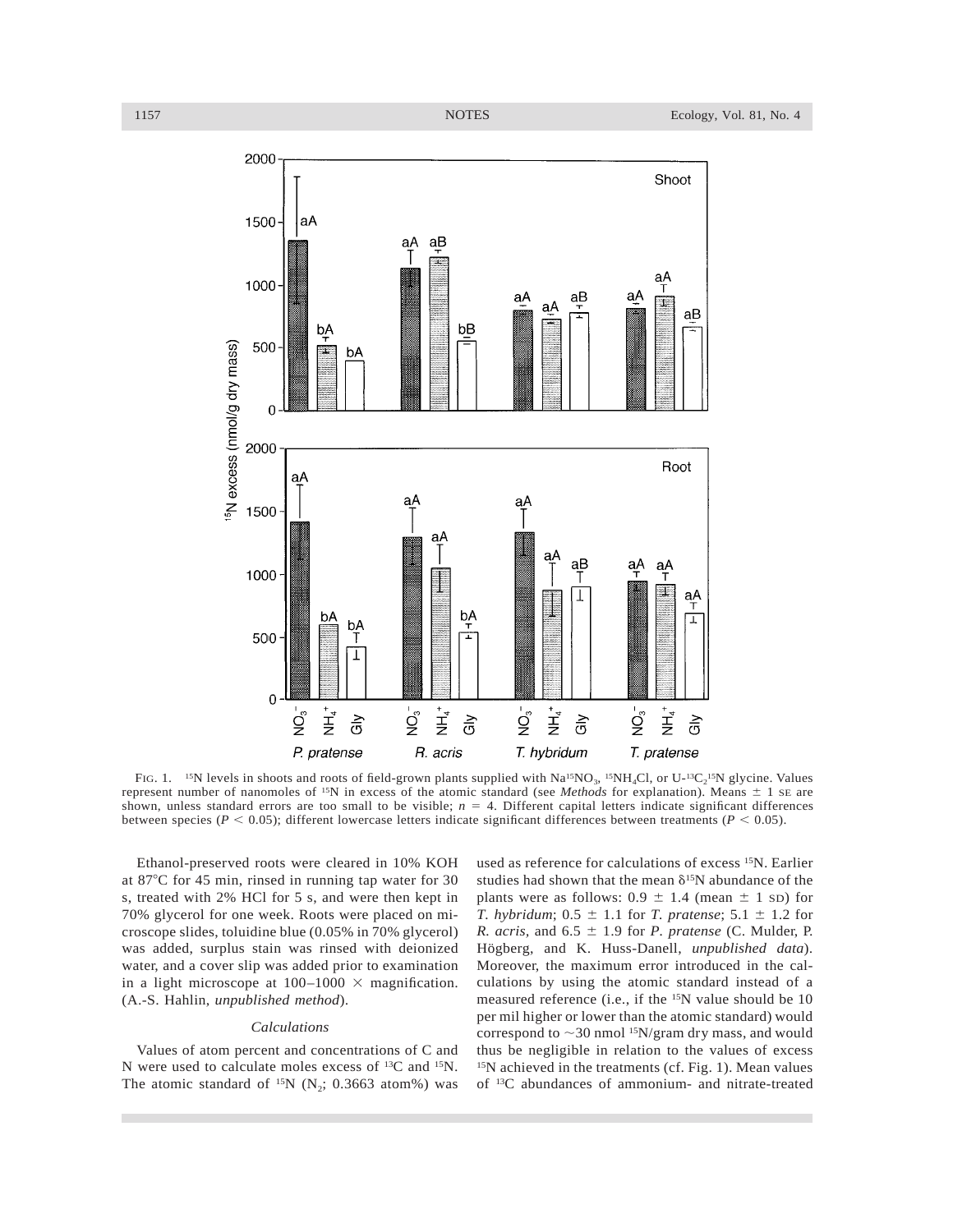FIG. 1. $^{15}N$ levels in shoots and roots of field-grown plants supplied with $Na^{15}NO_3$, $^{15}NH_4Cl$, or U-$^{13}C_2{}^{15}N$ glycine. Values represent number of nanomoles of $^{15}N$ in excess of the atomic standard (see *Methods* for explanation). Means ± 1 SE are shown, unless standard errors are too small to be visible; $n = 4$. Different capital letters indicate significant differences between species ($P < 0.05$); different lowercase letters indicate significant differences between treatments ($P < 0.05$).

Ethanol-preserved roots were cleared in 10% KOH at 87°C for 45 min, rinsed in running tap water for 30 s, treated with 2% HCl for 5 s, and were then kept in 70% glycerol for one week. Roots were placed on microscope slides, toluidine blue (0.05% in 70% glycerol) was added, surplus stain was rinsed with deionized water, and a cover slip was added prior to examination in a light microscope at 100–1000 × magnification. (A.-S. Hahlin, *unpublished method*).

### *Calculations*

Values of atom percent and concentrations of C and N were used to calculate moles excess of $^{13}C$ and $^{15}N$. The atomic standard of $^{15}N$ ($N_2$; 0.3663 atom%) was used as reference for calculations of excess $^{15}N$. Earlier studies had shown that the mean $\delta^{15}N$ abundance of the plants were as follows: 0.9 ± 1.4 (mean ± 1 SD) for *T. hybridum*; 0.5 ± 1.1 for *T. pratense*; 5.1 ± 1.2 for *R. acris*, and 6.5 ± 1.9 for *P. pratense* (C. Mulder, P. Högberg, and K. Huss-Danell, *unpublished data*). Moreover, the maximum error introduced in the calculations by using the atomic standard instead of a measured reference (i.e., if the $^{15}N$ value should be 10 per mil higher or lower than the atomic standard) would correspond to ~30 nmol $^{15}N$/gram dry mass, and would thus be negligible in relation to the values of excess $^{15}N$ achieved in the treatments (cf. Fig. 1). Mean values of $^{13}C$ abundances of ammonium- and nitrate-treated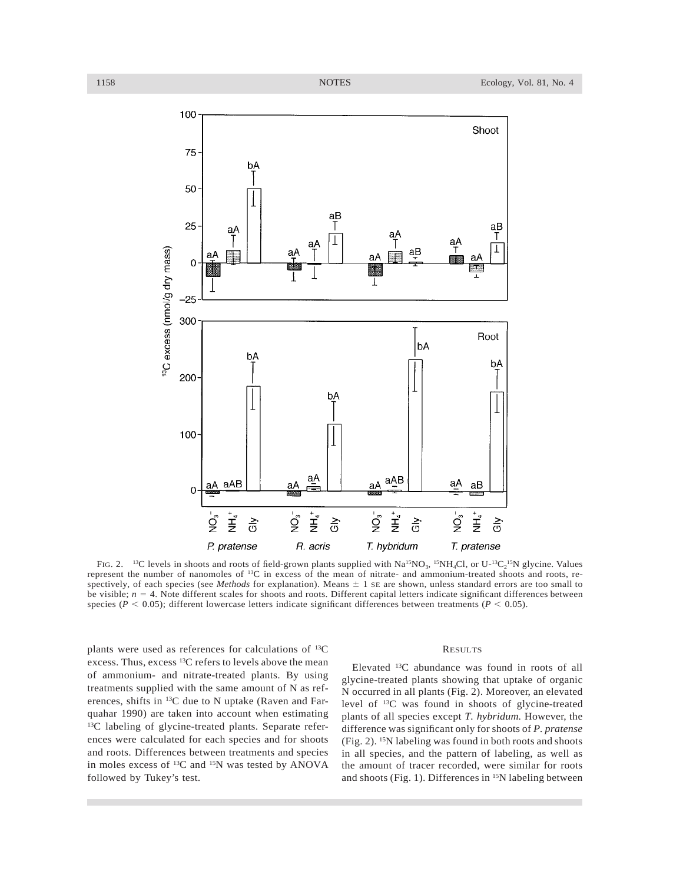FIG. 2. $^{13}C$ levels in shoots and roots of field-grown plants supplied with $Na^{15}NO_3$, $^{15}NH_4Cl$, or U-$^{13}C_2{}^{15}N$ glycine. Values represent the number of nanomoles of $^{13}C$ in excess of the mean of nitrate- and ammonium-treated shoots and roots, respectively, of each species (see *Methods* for explanation). Means ± 1 SE are shown, unless standard errors are too small to be visible; $n = 4$. Note different scales for shoots and roots. Different capital letters indicate significant differences between species ($P < 0.05$); different lowercase letters indicate significant differences between treatments ($P < 0.05$).

plants were used as references for calculations of $^{13}C$ excess. Thus, excess $^{13}C$ refers to levels above the mean of ammonium- and nitrate-treated plants. By using treatments supplied with the same amount of N as references, shifts in $^{13}C$ due to N uptake (Raven and Farquahar 1990) are taken into account when estimating $^{13}C$ labeling of glycine-treated plants. Separate references were calculated for each species and for shoots and roots. Differences between treatments and species in moles excess of $^{13}C$ and $^{15}N$ was tested by ANOVA followed by Tukey's test.

## RESULTS

Elevated $^{13}C$ abundance was found in roots of all glycine-treated plants showing that uptake of organic N occurred in all plants (Fig. 2). Moreover, an elevated level of $^{13}C$ was found in shoots of glycine-treated plants of all species except *T. hybridum.* However, the difference was significant only for shoots of *P. pratense* (Fig. 2). $^{15}N$ labeling was found in both roots and shoots in all species, and the pattern of labeling, as well as the amount of tracer recorded, were similar for roots and shoots (Fig. 1). Differences in $^{15}N$ labeling between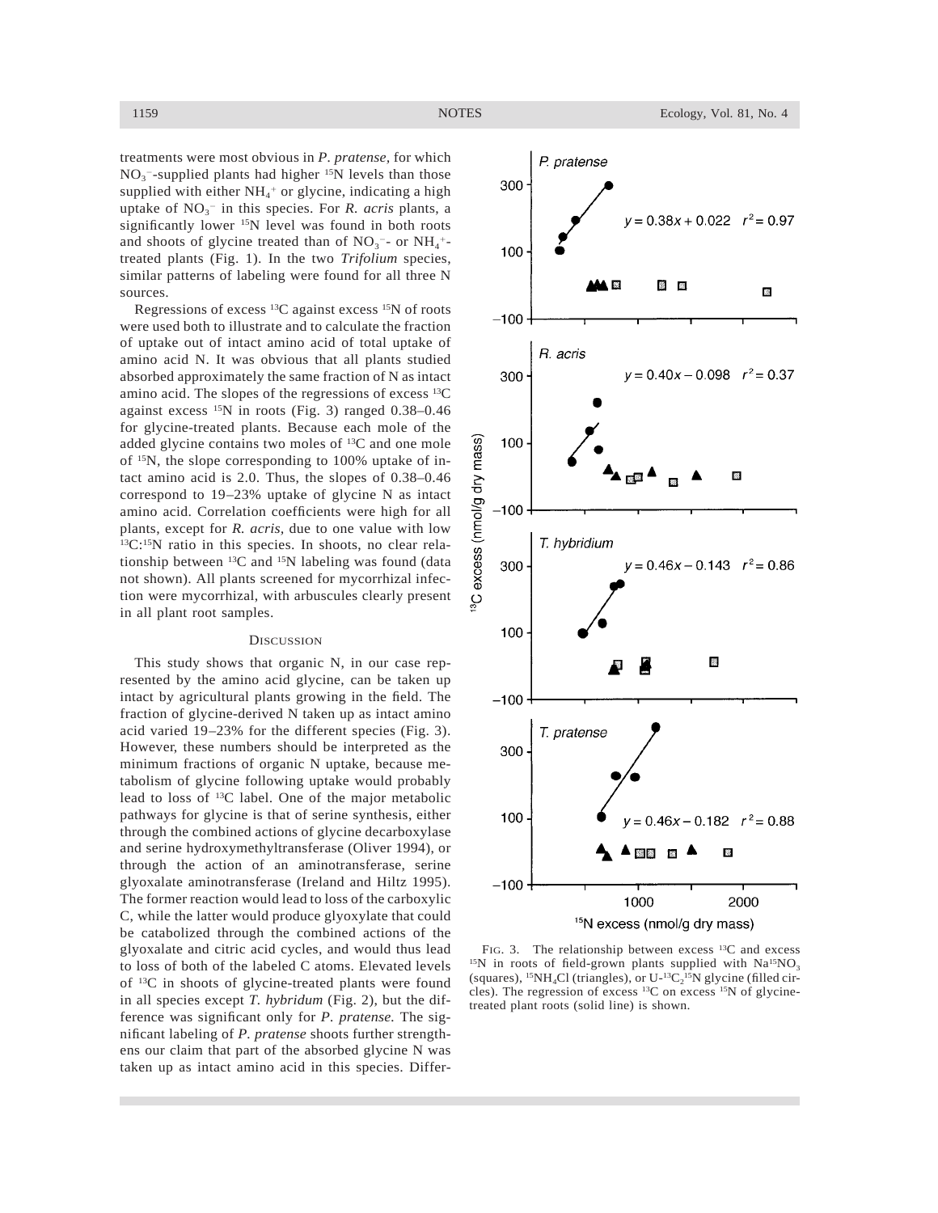treatments were most obvious in *P. pratense*, for which $NO_3^-$-supplied plants had higher $^{15}N$ levels than those supplied with either $NH_4^+$ or glycine, indicating a high uptake of $NO_3^-$ in this species. For *R. acris* plants, a significantly lower $^{15}N$ level was found in both roots and shoots of glycine treated than of $NO_3^-$- or $NH_4^+$-treated plants (Fig. 1). In the two *Trifolium* species, similar patterns of labeling were found for all three N sources.

Regressions of excess $^{13}C$ against excess $^{15}N$ of roots were used both to illustrate and to calculate the fraction of uptake out of intact amino acid of total uptake of amino acid N. It was obvious that all plants studied absorbed approximately the same fraction of N as intact amino acid. The slopes of the regressions of excess $^{13}C$ against excess $^{15}N$ in roots (Fig. 3) ranged 0.38–0.46 for glycine-treated plants. Because each mole of the added glycine contains two moles of $^{13}C$ and one mole of $^{15}N$, the slope corresponding to 100% uptake of intact amino acid is 2.0. Thus, the slopes of 0.38–0.46 correspond to 19–23% uptake of glycine N as intact amino acid. Correlation coefficients were high for all plants, except for *R. acris*, due to one value with low $^{13}C$:$^{15}N$ ratio in this species. In shoots, no clear relationship between $^{13}C$ and $^{15}N$ labeling was found (data not shown). All plants screened for mycorrhizal infection were mycorrhizal, with arbuscules clearly present in all plant root samples.

## Discussion

This study shows that organic N, in our case represented by the amino acid glycine, can be taken up intact by agricultural plants growing in the field. The fraction of glycine-derived N taken up as intact amino acid varied 19–23% for the different species (Fig. 3). However, these numbers should be interpreted as the minimum fractions of organic N uptake, because metabolism of glycine following uptake would probably lead to loss of $^{13}C$ label. One of the major metabolic pathways for glycine is that of serine synthesis, either through the combined actions of glycine decarboxylase and serine hydroxymethyltransferase (Oliver 1994), or through the action of an aminotransferase, serine glyoxalate aminotransferase (Ireland and Hiltz 1995). The former reaction would lead to loss of the carboxylic C, while the latter would produce glyoxylate that could be catabolized through the combined actions of the glyoxalate and citric acid cycles, and would thus lead to loss of both of the labeled C atoms. Elevated levels of $^{13}C$ in shoots of glycine-treated plants were found in all species except *T. hybridum* (Fig. 2), but the difference was significant only for *P. pratense*. The significant labeling of *P. pratense* shoots further strengthens our claim that part of the absorbed glycine N was taken up as intact amino acid in this species. Differ-

FIG. 3. The relationship between excess $^{13}C$ and excess $^{15}N$ in roots of field-grown plants supplied with $Na^{15}NO_3$ (squares), $^{15}NH_4Cl$ (triangles), or U-$^{13}C_2$$^{15}N$ glycine (filled circles). The regression of excess $^{13}C$ on excess $^{15}N$ of glycine-treated plant roots (solid line) is shown.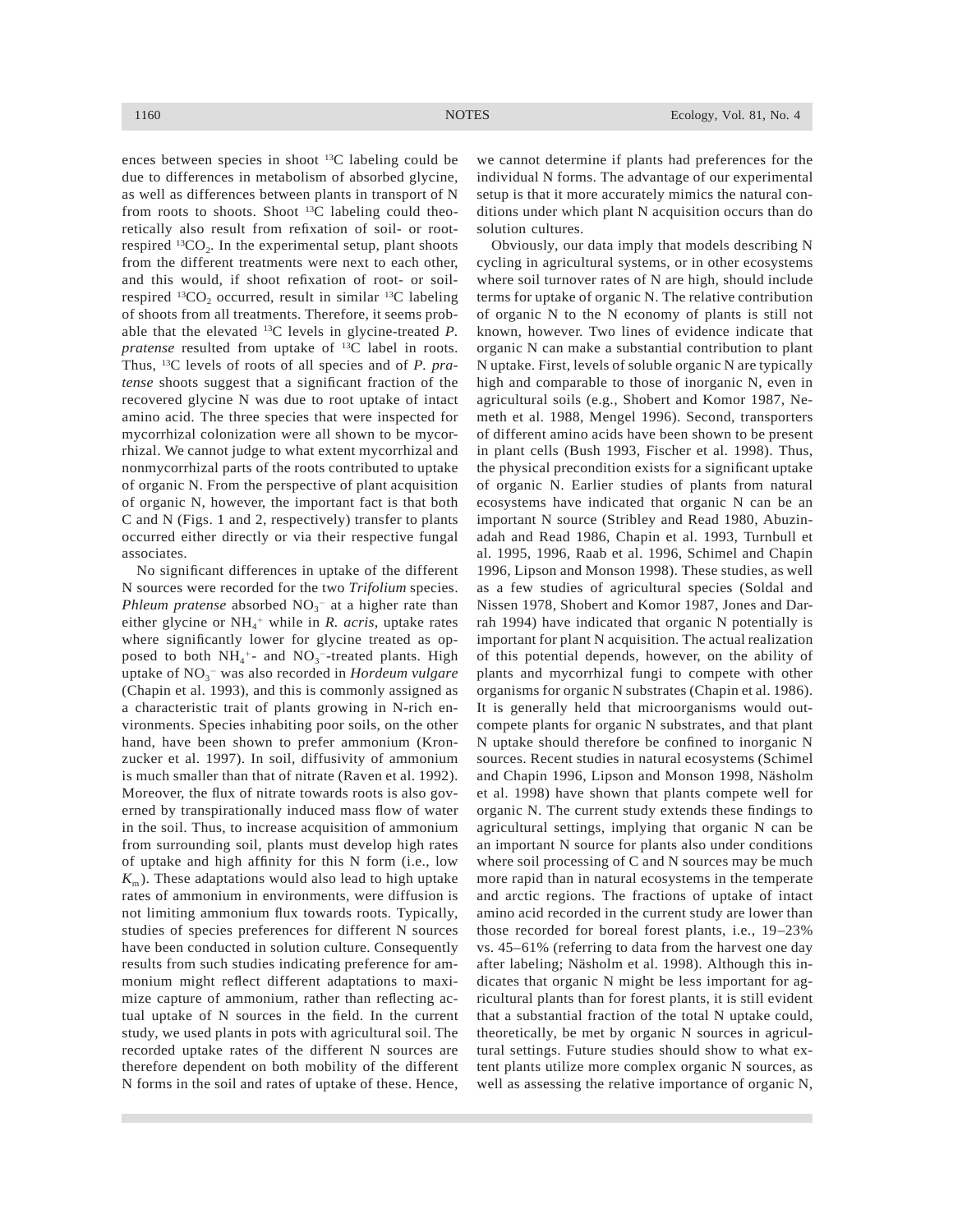ences between species in shoot $^{13}C$ labeling could be due to differences in metabolism of absorbed glycine, as well as differences between plants in transport of N from roots to shoots. Shoot $^{13}C$ labeling could theoretically also result from refixation of soil- or root-respired $^{13}CO_2$. In the experimental setup, plant shoots from the different treatments were next to each other, and this would, if shoot refixation of root- or soil-respired $^{13}CO_2$ occurred, result in similar $^{13}C$ labeling of shoots from all treatments. Therefore, it seems probable that the elevated $^{13}C$ levels in glycine-treated *P. pratense* resulted from uptake of $^{13}C$ label in roots. Thus, $^{13}C$ levels of roots of all species and of *P. pratense* shoots suggest that a significant fraction of the recovered glycine N was due to root uptake of intact amino acid. The three species that were inspected for mycorrhizal colonization were all shown to be mycorrhizal. We cannot judge to what extent mycorrhizal and nonmycorrhizal parts of the roots contributed to uptake of organic N. From the perspective of plant acquisition of organic N, however, the important fact is that both C and N (Figs. 1 and 2, respectively) transfer to plants occurred either directly or via their respective fungal associates.

No significant differences in uptake of the different N sources were recorded for the two *Trifolium* species. *Phleum pratense* absorbed $NO_3^-$ at a higher rate than either glycine or $NH_4^+$ while in *R. acris*, uptake rates where significantly lower for glycine treated as opposed to both $NH_4^+$- and $NO_3^-$-treated plants. High uptake of $NO_3^-$ was also recorded in *Hordeum vulgare* (Chapin et al. 1993), and this is commonly assigned as a characteristic trait of plants growing in N-rich environments. Species inhabiting poor soils, on the other hand, have been shown to prefer ammonium (Kronzucker et al. 1997). In soil, diffusivity of ammonium is much smaller than that of nitrate (Raven et al. 1992). Moreover, the flux of nitrate towards roots is also governed by transpirationally induced mass flow of water in the soil. Thus, to increase acquisition of ammonium from surrounding soil, plants must develop high rates of uptake and high affinity for this N form (i.e., low $K_m$). These adaptations would also lead to high uptake rates of ammonium in environments, were diffusion is not limiting ammonium flux towards roots. Typically, studies of species preferences for different N sources have been conducted in solution culture. Consequently results from such studies indicating preference for ammonium might reflect different adaptations to maximize capture of ammonium, rather than reflecting actual uptake of N sources in the field. In the current study, we used plants in pots with agricultural soil. The recorded uptake rates of the different N sources are therefore dependent on both mobility of the different N forms in the soil and rates of uptake of these. Hence, we cannot determine if plants had preferences for the individual N forms. The advantage of our experimental setup is that it more accurately mimics the natural conditions under which plant N acquisition occurs than do solution cultures.

Obviously, our data imply that models describing N cycling in agricultural systems, or in other ecosystems where soil turnover rates of N are high, should include terms for uptake of organic N. The relative contribution of organic N to the N economy of plants is still not known, however. Two lines of evidence indicate that organic N can make a substantial contribution to plant N uptake. First, levels of soluble organic N are typically high and comparable to those of inorganic N, even in agricultural soils (e.g., Shobert and Komor 1987, Nemeth et al. 1988, Mengel 1996). Second, transporters of different amino acids have been shown to be present in plant cells (Bush 1993, Fischer et al. 1998). Thus, the physical precondition exists for a significant uptake of organic N. Earlier studies of plants from natural ecosystems have indicated that organic N can be an important N source (Stribley and Read 1980, Abuzinadah and Read 1986, Chapin et al. 1993, Turnbull et al. 1995, 1996, Raab et al. 1996, Schimel and Chapin 1996, Lipson and Monson 1998). These studies, as well as a few studies of agricultural species (Soldal and Nissen 1978, Shobert and Komor 1987, Jones and Darrah 1994) have indicated that organic N potentially is important for plant N acquisition. The actual realization of this potential depends, however, on the ability of plants and mycorrhizal fungi to compete with other organisms for organic N substrates (Chapin et al. 1986). It is generally held that microorganisms would outcompete plants for organic N substrates, and that plant N uptake should therefore be confined to inorganic N sources. Recent studies in natural ecosystems (Schimel and Chapin 1996, Lipson and Monson 1998, Näsholm et al. 1998) have shown that plants compete well for organic N. The current study extends these findings to agricultural settings, implying that organic N can be an important N source for plants also under conditions where soil processing of C and N sources may be much more rapid than in natural ecosystems in the temperate and arctic regions. The fractions of uptake of intact amino acid recorded in the current study are lower than those recorded for boreal forest plants, i.e., 19–23% vs. 45–61% (referring to data from the harvest one day after labeling; Näsholm et al. 1998). Although this indicates that organic N might be less important for agricultural plants than for forest plants, it is still evident that a substantial fraction of the total N uptake could, theoretically, be met by organic N sources in agricultural settings. Future studies should show to what extent plants utilize more complex organic N sources, as well as assessing the relative importance of organic N,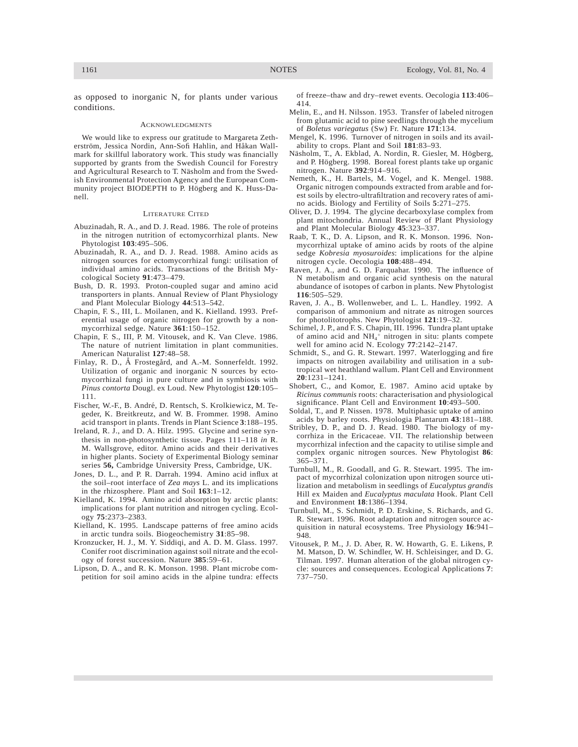as opposed to inorganic N, for plants under various conditions.

## Acknowledgments

We would like to express our gratitude to Margareta Zetherström, Jessica Nordin, Ann-Sofi Hahlin, and Håkan Wallmark for skillful laboratory work. This study was financially supported by grants from the Swedish Council for Forestry and Agricultural Research to T. Näsholm and from the Swedish Environmental Protection Agency and the European Community project BIODEPTH to P. Högberg and K. Huss-Danell.

## Literature Cited

Abuzinadah, R. A., and D. J. Read. 1986. The role of proteins in the nitrogen nutrition of ectomycorrhizal plants. New Phytologist **103**:495–506.

Abuzinadah, R. A., and D. J. Read. 1988. Amino acids as nitrogen sources for ectomycorrhizal fungi: utilisation of individual amino acids. Transactions of the British Mycological Society **91**:473–479.

Bush, D. R. 1993. Proton-coupled sugar and amino acid transporters in plants. Annual Review of Plant Physiology and Plant Molecular Biology **44**:513–542.

Chapin, F. S., III, L. Moilanen, and K. Kielland. 1993. Preferential usage of organic nitrogen for growth by a non-mycorrhizal sedge. Nature **361**:150–152.

Chapin, F. S., III, P. M. Vitousek, and K. Van Cleve. 1986. The nature of nutrient limitation in plant communities. American Naturalist **127**:48–58.

Finlay, R. D., Å Frostegård, and A.-M. Sonnerfeldt. 1992. Utilization of organic and inorganic N sources by ectomycorrhizal fungi in pure culture and in symbiosis with *Pinus contorta* Dougl. ex Loud. New Phytologist **120**:105–111.

Fischer, W.-F., B. André, D. Rentsch, S. Krolkiewicz, M. Tegeder, K. Breitkreutz, and W. B. Frommer. 1998. Amino acid transport in plants. Trends in Plant Science **3**:188–195.

Ireland, R. J., and D. A. Hilz. 1995. Glycine and serine synthesis in non-photosynthetic tissue. Pages 111–118 *in* R. M. Wallsgrove, editor. Amino acids and their derivatives in higher plants. Society of Experimental Biology seminar series **56,** Cambridge University Press, Cambridge, UK.

Jones, D. L., and P. R. Darrah. 1994. Amino acid influx at the soil–root interface of *Zea mays* L. and its implications in the rhizosphere. Plant and Soil **163**:1–12.

Kielland, K. 1994. Amino acid absorption by arctic plants: implications for plant nutrition and nitrogen cycling. Ecology **75**:2373–2383.

Kielland, K. 1995. Landscape patterns of free amino acids in arctic tundra soils. Biogeochemistry **31**:85–98.

Kronzucker, H. J., M. Y. Siddiqi, and A. D. M. Glass. 1997. Conifer root discrimination against soil nitrate and the ecology of forest succession. Nature **385**:59–61.

Lipson, D. A., and R. K. Monson. 1998. Plant microbe competition for soil amino acids in the alpine tundra: effects of freeze–thaw and dry–rewet events. Oecologia **113**:406–414.

Melin, E., and H. Nilsson. 1953. Transfer of labeled nitrogen from glutamic acid to pine seedlings through the mycelium of *Boletus variegatus* (Sw) Fr. Nature **171**:134.

Mengel, K. 1996. Turnover of nitrogen in soils and its availability to crops. Plant and Soil **181**:83–93.

Näsholm, T., A. Ekblad, A. Nordin, R. Giesler, M. Högberg, and P. Högberg. 1998. Boreal forest plants take up organic nitrogen. Nature **392**:914–916.

Nemeth, K., H. Bartels, M. Vogel, and K. Mengel. 1988. Organic nitrogen compounds extracted from arable and forest soils by electro-ultrafiltration and recovery rates of amino acids. Biology and Fertility of Soils **5**:271–275.

Oliver, D. J. 1994. The glycine decarboxylase complex from plant mitochondria. Annual Review of Plant Physiology and Plant Molecular Biology **45**:323–337.

Raab, T. K., D. A. Lipson, and R. K. Monson. 1996. Non-mycorrhizal uptake of amino acids by roots of the alpine sedge *Kobresia myosuroides*: implications for the alpine nitrogen cycle. Oecologia **108**:488–494.

Raven, J. A., and G. D. Farquahar. 1990. The influence of N metabolism and organic acid synthesis on the natural abundance of isotopes of carbon in plants. New Phytologist **116**:505–529.

Raven, J. A., B. Wollenweber, and L. L. Handley. 1992. A comparison of ammonium and nitrate as nitrogen sources for photolitotrophs. New Phytologist **121**:19–32.

Schimel, J. P., and F. S. Chapin, III. 1996. Tundra plant uptake of amino acid and $NH_4^+$ nitrogen in situ: plants compete well for amino acid N. Ecology **77**:2142–2147.

Schmidt, S., and G. R. Stewart. 1997. Waterlogging and fire impacts on nitrogen availability and utilisation in a subtropical wet heathland wallum. Plant Cell and Environment **20**:1231–1241.

Shobert, C., and Komor, E. 1987. Amino acid uptake by *Ricinus communis* roots: characterisation and physiological significance. Plant Cell and Environment **10**:493–500.

Soldal, T., and P. Nissen. 1978. Multiphasic uptake of amino acids by barley roots. Physiologia Plantarum **43**:181–188.

Stribley, D. P., and D. J. Read. 1980. The biology of mycorrhiza in the Ericaceae. VII. The relationship between mycorrhizal infection and the capacity to utilise simple and complex organic nitrogen sources. New Phytologist **86**:365–371.

Turnbull, M., R. Goodall, and G. R. Stewart. 1995. The impact of mycorrhizal colonization upon nitrogen source utilization and metabolism in seedlings of *Eucalyptus grandis* Hill ex Maiden and *Eucalyptus maculata* Hook. Plant Cell and Environment **18**:1386–1394.

Turnbull, M., S. Schmidt, P. D. Erskine, S. Richards, and G. R. Stewart. 1996. Root adaptation and nitrogen source acquisition in natural ecosystems. Tree Physiology **16**:941–948.

Vitousek, P. M., J. D. Aber, R. W. Howarth, G. E. Likens, P. M. Matson, D. W. Schindler, W. H. Schleisinger, and D. G. Tilman. 1997. Human alteration of the global nitrogen cycle: sources and consequences. Ecological Applications **7**:737–750.